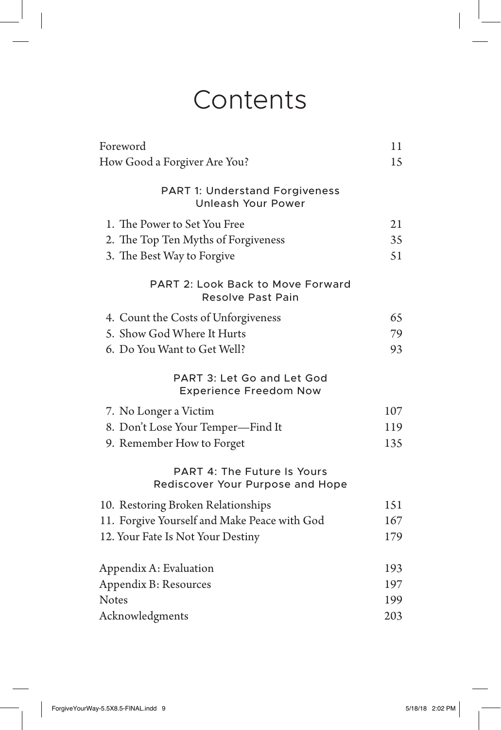# Contents

| | |
|---|---|
| Foreword | 11 |
| How Good a Forgiver Are You? | 15 |

## PART 1: Understand Forgiveness
### Unleash Your Power

| | |
|---|---|
| 1. The Power to Set You Free | 21 |
| 2. The Top Ten Myths of Forgiveness | 35 |
| 3. The Best Way to Forgive | 51 |

## PART 2: Look Back to Move Forward
### Resolve Past Pain

| | |
|---|---|
| 4. Count the Costs of Unforgiveness | 65 |
| 5. Show God Where It Hurts | 79 |
| 6. Do You Want to Get Well? | 93 |

## PART 3: Let Go and Let God
### Experience Freedom Now

| | |
|---|---|
| 7. No Longer a Victim | 107 |
| 8. Don't Lose Your Temper—Find It | 119 |
| 9. Remember How to Forget | 135 |

## PART 4: The Future Is Yours
### Rediscover Your Purpose and Hope

| | |
|---|---|
| 10. Restoring Broken Relationships | 151 |
| 11. Forgive Yourself and Make Peace with God | 167 |
| 12. Your Fate Is Not Your Destiny | 179 |

| | |
|---|---|
| Appendix A: Evaluation | 193 |
| Appendix B: Resources | 197 |
| Notes | 199 |
| Acknowledgments | 203 |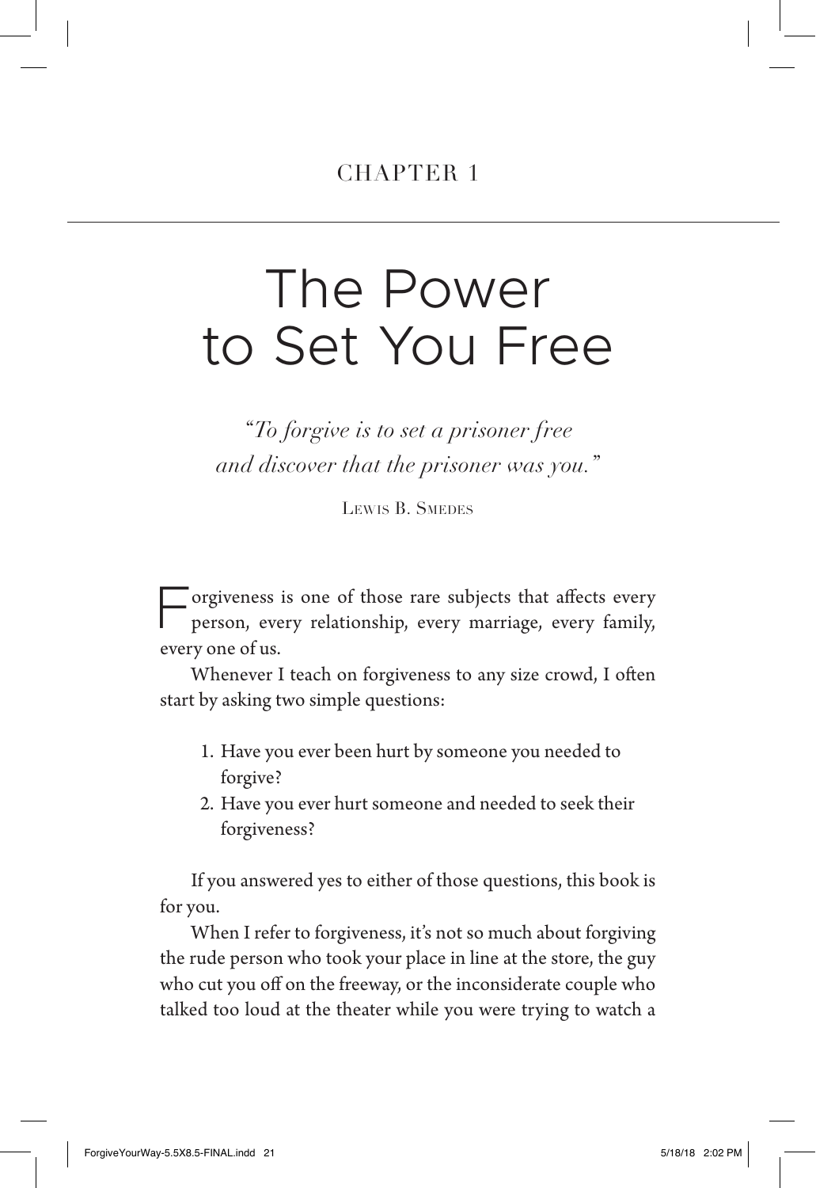CHAPTER 1

# The Power to Set You Free

*"To forgive is to set a prisoner free and discover that the prisoner was you."*

Lewis B. Smedes

Forgiveness is one of those rare subjects that affects every person, every relationship, every marriage, every family, every one of us.

Whenever I teach on forgiveness to any size crowd, I often start by asking two simple questions:

1. Have you ever been hurt by someone you needed to forgive?
2. Have you ever hurt someone and needed to seek their forgiveness?

If you answered yes to either of those questions, this book is for you.

When I refer to forgiveness, it's not so much about forgiving the rude person who took your place in line at the store, the guy who cut you off on the freeway, or the inconsiderate couple who talked too loud at the theater while you were trying to watch a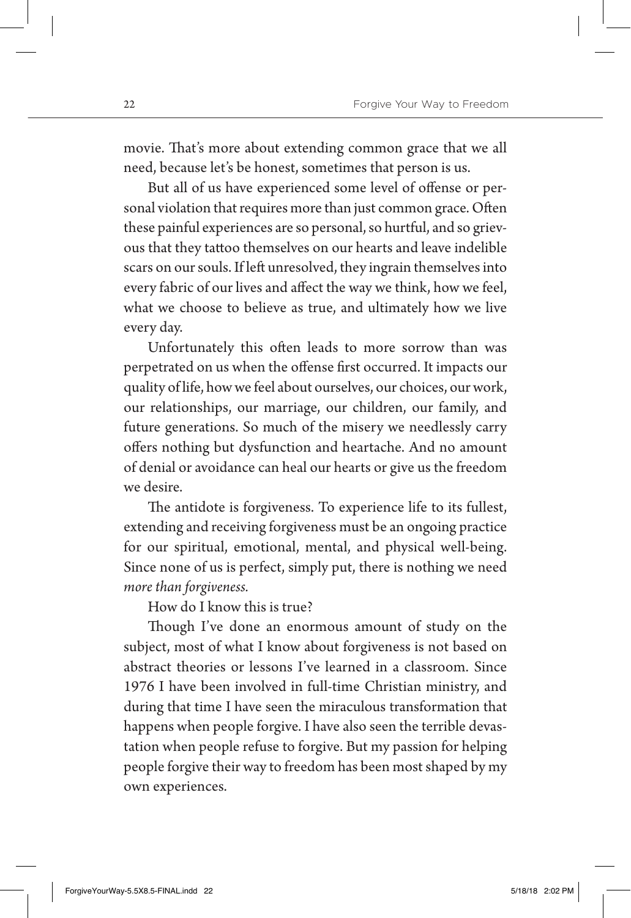movie. That's more about extending common grace that we all need, because let's be honest, sometimes that person is us.

But all of us have experienced some level of offense or personal violation that requires more than just common grace. Often these painful experiences are so personal, so hurtful, and so grievous that they tattoo themselves on our hearts and leave indelible scars on our souls. If left unresolved, they ingrain themselves into every fabric of our lives and affect the way we think, how we feel, what we choose to believe as true, and ultimately how we live every day.

Unfortunately this often leads to more sorrow than was perpetrated on us when the offense first occurred. It impacts our quality of life, how we feel about ourselves, our choices, our work, our relationships, our marriage, our children, our family, and future generations. So much of the misery we needlessly carry offers nothing but dysfunction and heartache. And no amount of denial or avoidance can heal our hearts or give us the freedom we desire.

The antidote is forgiveness. To experience life to its fullest, extending and receiving forgiveness must be an ongoing practice for our spiritual, emotional, mental, and physical well-being. Since none of us is perfect, simply put, there is nothing we need *more than forgiveness.*

How do I know this is true?

Though I've done an enormous amount of study on the subject, most of what I know about forgiveness is not based on abstract theories or lessons I've learned in a classroom. Since 1976 I have been involved in full-time Christian ministry, and during that time I have seen the miraculous transformation that happens when people forgive. I have also seen the terrible devastation when people refuse to forgive. But my passion for helping people forgive their way to freedom has been most shaped by my own experiences.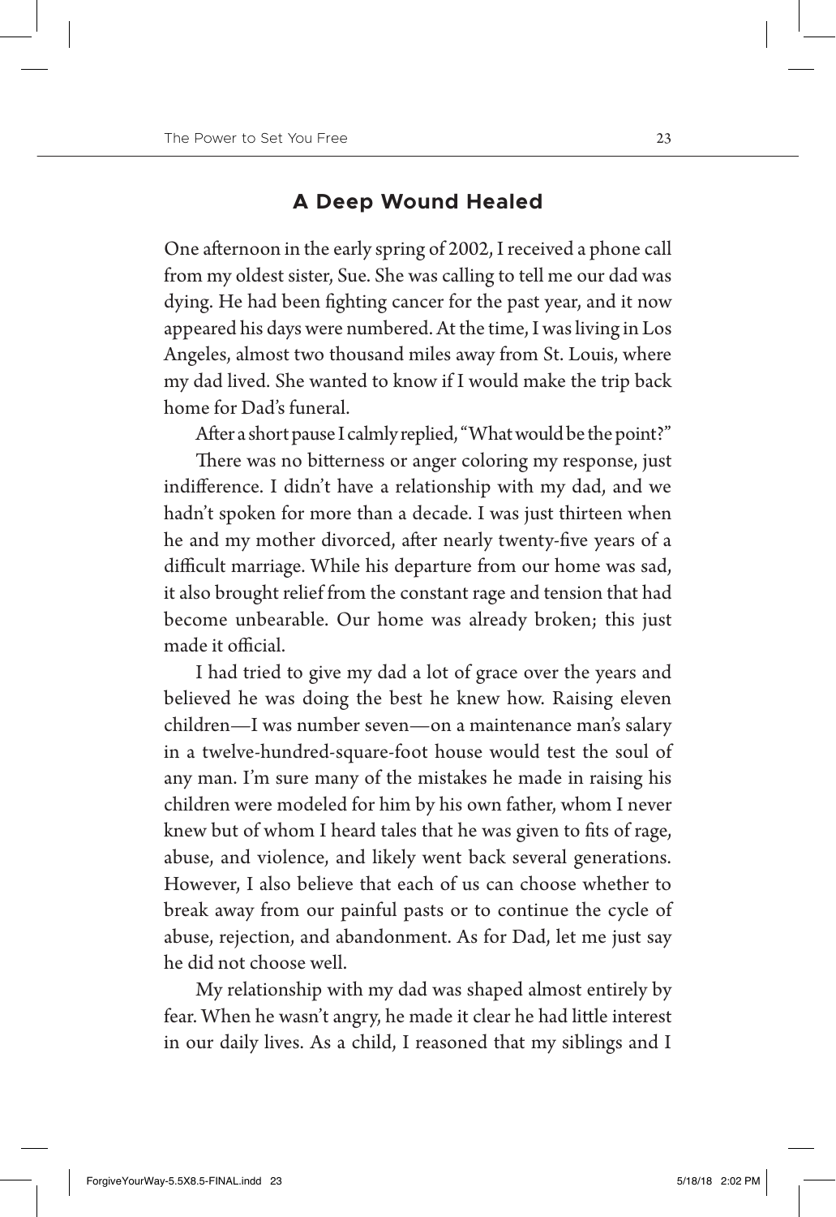## A Deep Wound Healed

One afternoon in the early spring of 2002, I received a phone call from my oldest sister, Sue. She was calling to tell me our dad was dying. He had been fighting cancer for the past year, and it now appeared his days were numbered. At the time, I was living in Los Angeles, almost two thousand miles away from St. Louis, where my dad lived. She wanted to know if I would make the trip back home for Dad's funeral.

After a short pause I calmly replied, "What would be the point?"

There was no bitterness or anger coloring my response, just indifference. I didn't have a relationship with my dad, and we hadn't spoken for more than a decade. I was just thirteen when he and my mother divorced, after nearly twenty-five years of a difficult marriage. While his departure from our home was sad, it also brought relief from the constant rage and tension that had become unbearable. Our home was already broken; this just made it official.

I had tried to give my dad a lot of grace over the years and believed he was doing the best he knew how. Raising eleven children—I was number seven—on a maintenance man's salary in a twelve-hundred-square-foot house would test the soul of any man. I'm sure many of the mistakes he made in raising his children were modeled for him by his own father, whom I never knew but of whom I heard tales that he was given to fits of rage, abuse, and violence, and likely went back several generations. However, I also believe that each of us can choose whether to break away from our painful pasts or to continue the cycle of abuse, rejection, and abandonment. As for Dad, let me just say he did not choose well.

My relationship with my dad was shaped almost entirely by fear. When he wasn't angry, he made it clear he had little interest in our daily lives. As a child, I reasoned that my siblings and I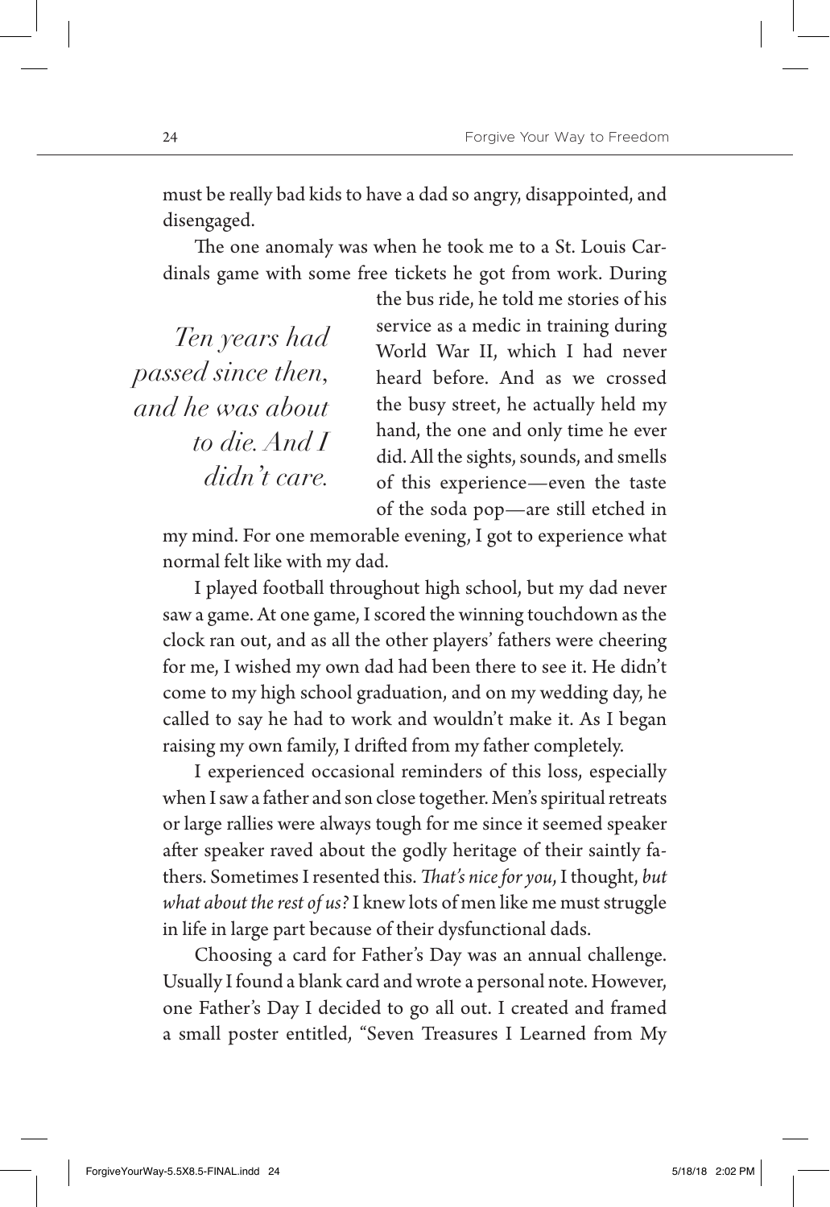must be really bad kids to have a dad so angry, disappointed, and disengaged.

The one anomaly was when he took me to a St. Louis Cardinals game with some free tickets he got from work. During the bus ride, he told me stories of his service as a medic in training during World War II, which I had never heard before. And as we crossed the busy street, he actually held my hand, the one and only time he ever did. All the sights, sounds, and smells of this experience—even the taste of the soda pop—are still etched in my mind. For one memorable evening, I got to experience what normal felt like with my dad.

*Ten years had passed since then, and he was about to die. And I didn't care.*

I played football throughout high school, but my dad never saw a game. At one game, I scored the winning touchdown as the clock ran out, and as all the other players' fathers were cheering for me, I wished my own dad had been there to see it. He didn't come to my high school graduation, and on my wedding day, he called to say he had to work and wouldn't make it. As I began raising my own family, I drifted from my father completely.

I experienced occasional reminders of this loss, especially when I saw a father and son close together. Men's spiritual retreats or large rallies were always tough for me since it seemed speaker after speaker raved about the godly heritage of their saintly fathers. Sometimes I resented this. *That's nice for you*, I thought, *but what about the rest of us?* I knew lots of men like me must struggle in life in large part because of their dysfunctional dads.

Choosing a card for Father's Day was an annual challenge. Usually I found a blank card and wrote a personal note. However, one Father's Day I decided to go all out. I created and framed a small poster entitled, "Seven Treasures I Learned from My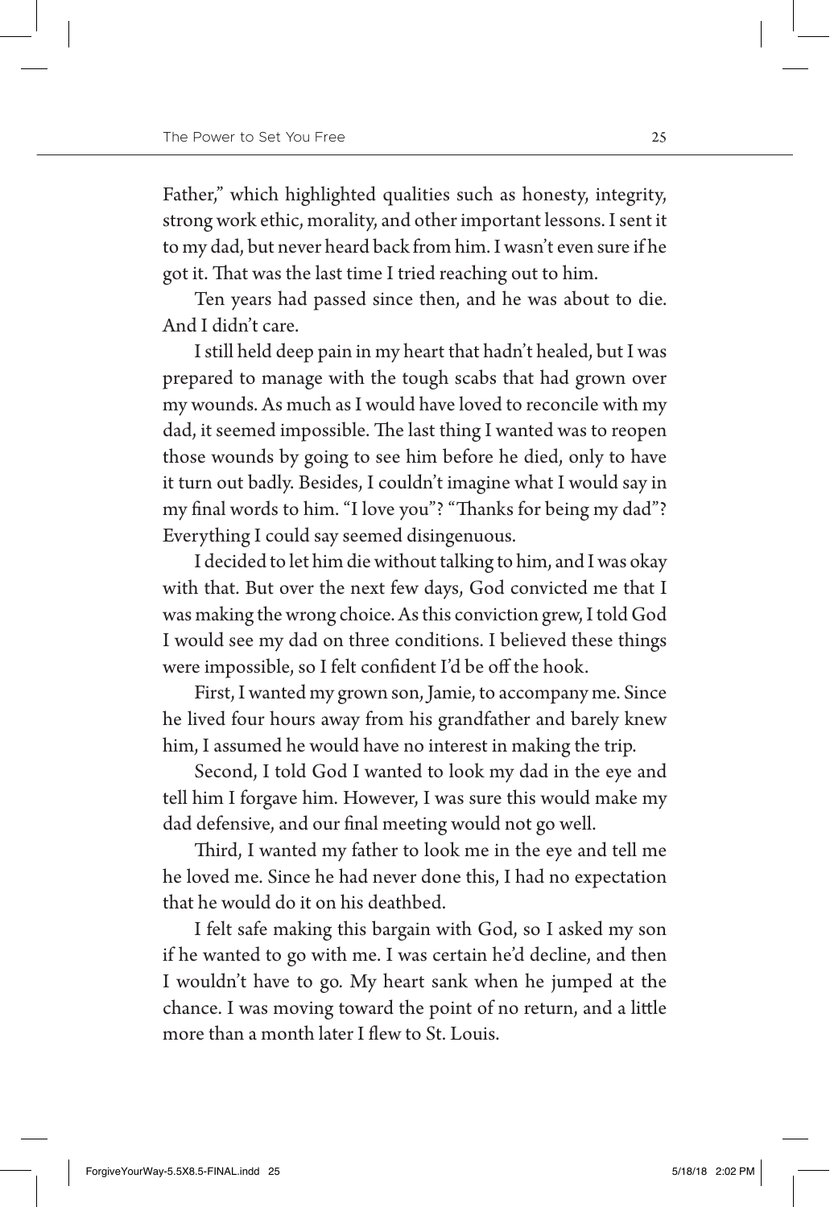Father," which highlighted qualities such as honesty, integrity, strong work ethic, morality, and other important lessons. I sent it to my dad, but never heard back from him. I wasn't even sure if he got it. That was the last time I tried reaching out to him.

Ten years had passed since then, and he was about to die. And I didn't care.

I still held deep pain in my heart that hadn't healed, but I was prepared to manage with the tough scabs that had grown over my wounds. As much as I would have loved to reconcile with my dad, it seemed impossible. The last thing I wanted was to reopen those wounds by going to see him before he died, only to have it turn out badly. Besides, I couldn't imagine what I would say in my final words to him. "I love you"? "Thanks for being my dad"? Everything I could say seemed disingenuous.

I decided to let him die without talking to him, and I was okay with that. But over the next few days, God convicted me that I was making the wrong choice. As this conviction grew, I told God I would see my dad on three conditions. I believed these things were impossible, so I felt confident I'd be off the hook.

First, I wanted my grown son, Jamie, to accompany me. Since he lived four hours away from his grandfather and barely knew him, I assumed he would have no interest in making the trip.

Second, I told God I wanted to look my dad in the eye and tell him I forgave him. However, I was sure this would make my dad defensive, and our final meeting would not go well.

Third, I wanted my father to look me in the eye and tell me he loved me. Since he had never done this, I had no expectation that he would do it on his deathbed.

I felt safe making this bargain with God, so I asked my son if he wanted to go with me. I was certain he'd decline, and then I wouldn't have to go. My heart sank when he jumped at the chance. I was moving toward the point of no return, and a little more than a month later I flew to St. Louis.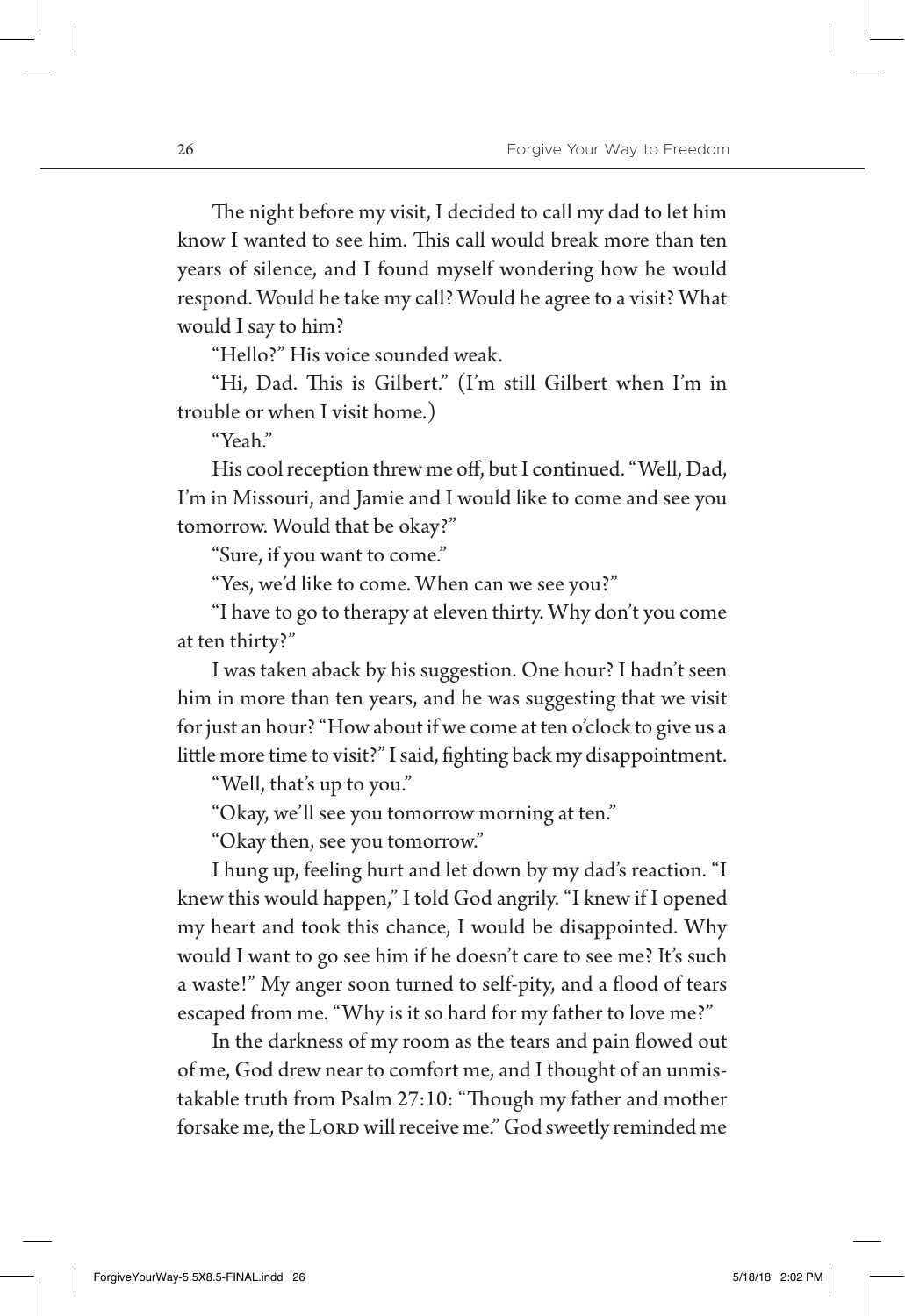The night before my visit, I decided to call my dad to let him know I wanted to see him. This call would break more than ten years of silence, and I found myself wondering how he would respond. Would he take my call? Would he agree to a visit? What would I say to him?

"Hello?" His voice sounded weak.

"Hi, Dad. This is Gilbert." (I'm still Gilbert when I'm in trouble or when I visit home.)

"Yeah."

His cool reception threw me off, but I continued. "Well, Dad, I'm in Missouri, and Jamie and I would like to come and see you tomorrow. Would that be okay?"

"Sure, if you want to come."

"Yes, we'd like to come. When can we see you?"

"I have to go to therapy at eleven thirty. Why don't you come at ten thirty?"

I was taken aback by his suggestion. One hour? I hadn't seen him in more than ten years, and he was suggesting that we visit for just an hour? "How about if we come at ten o'clock to give us a little more time to visit?" I said, fighting back my disappointment.

"Well, that's up to you."

"Okay, we'll see you tomorrow morning at ten."

"Okay then, see you tomorrow."

I hung up, feeling hurt and let down by my dad's reaction. "I knew this would happen," I told God angrily. "I knew if I opened my heart and took this chance, I would be disappointed. Why would I want to go see him if he doesn't care to see me? It's such a waste!" My anger soon turned to self-pity, and a flood of tears escaped from me. "Why is it so hard for my father to love me?"

In the darkness of my room as the tears and pain flowed out of me, God drew near to comfort me, and I thought of an unmistakable truth from Psalm 27:10: "Though my father and mother forsake me, the Lord will receive me." God sweetly reminded me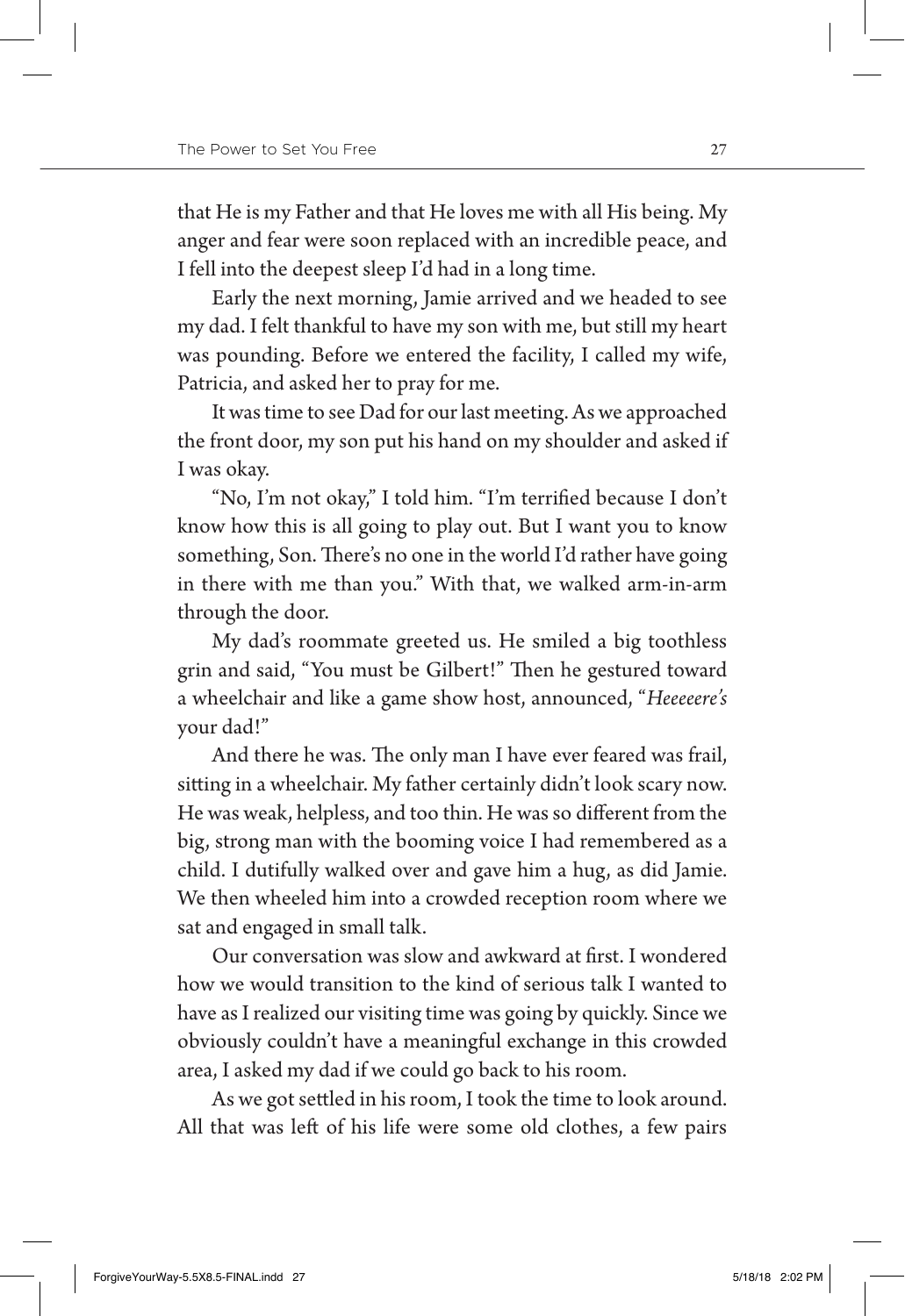that He is my Father and that He loves me with all His being. My anger and fear were soon replaced with an incredible peace, and I fell into the deepest sleep I'd had in a long time.

Early the next morning, Jamie arrived and we headed to see my dad. I felt thankful to have my son with me, but still my heart was pounding. Before we entered the facility, I called my wife, Patricia, and asked her to pray for me.

It was time to see Dad for our last meeting. As we approached the front door, my son put his hand on my shoulder and asked if I was okay.

"No, I'm not okay," I told him. "I'm terrified because I don't know how this is all going to play out. But I want you to know something, Son. There's no one in the world I'd rather have going in there with me than you." With that, we walked arm-in-arm through the door.

My dad's roommate greeted us. He smiled a big toothless grin and said, "You must be Gilbert!" Then he gestured toward a wheelchair and like a game show host, announced, "*Heeeeere's* your dad!"

And there he was. The only man I have ever feared was frail, sitting in a wheelchair. My father certainly didn't look scary now. He was weak, helpless, and too thin. He was so different from the big, strong man with the booming voice I had remembered as a child. I dutifully walked over and gave him a hug, as did Jamie. We then wheeled him into a crowded reception room where we sat and engaged in small talk.

Our conversation was slow and awkward at first. I wondered how we would transition to the kind of serious talk I wanted to have as I realized our visiting time was going by quickly. Since we obviously couldn't have a meaningful exchange in this crowded area, I asked my dad if we could go back to his room.

As we got settled in his room, I took the time to look around. All that was left of his life were some old clothes, a few pairs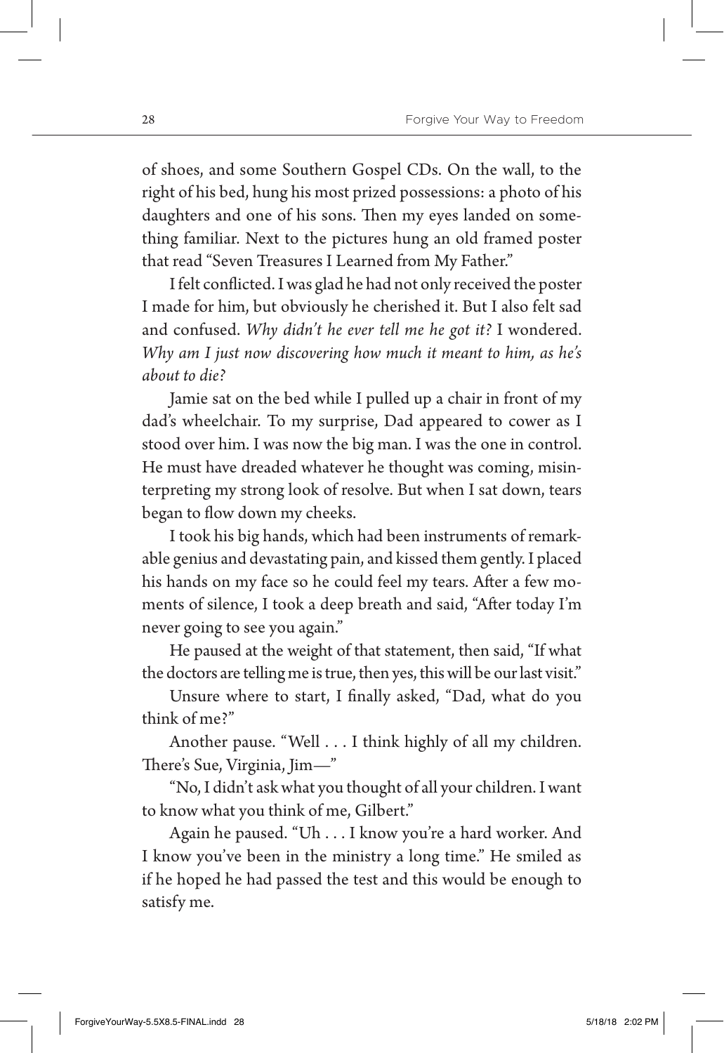of shoes, and some Southern Gospel CDs. On the wall, to the right of his bed, hung his most prized possessions: a photo of his daughters and one of his sons. Then my eyes landed on something familiar. Next to the pictures hung an old framed poster that read "Seven Treasures I Learned from My Father."

I felt conflicted. I was glad he had not only received the poster I made for him, but obviously he cherished it. But I also felt sad and confused. *Why didn't he ever tell me he got it?* I wondered. *Why am I just now discovering how much it meant to him, as he's about to die?*

Jamie sat on the bed while I pulled up a chair in front of my dad's wheelchair. To my surprise, Dad appeared to cower as I stood over him. I was now the big man. I was the one in control. He must have dreaded whatever he thought was coming, misinterpreting my strong look of resolve. But when I sat down, tears began to flow down my cheeks.

I took his big hands, which had been instruments of remarkable genius and devastating pain, and kissed them gently. I placed his hands on my face so he could feel my tears. After a few moments of silence, I took a deep breath and said, "After today I'm never going to see you again."

He paused at the weight of that statement, then said, "If what the doctors are telling me is true, then yes, this will be our last visit."

Unsure where to start, I finally asked, "Dad, what do you think of me?"

Another pause. "Well . . . I think highly of all my children. There's Sue, Virginia, Jim—"

"No, I didn't ask what you thought of all your children. I want to know what you think of me, Gilbert."

Again he paused. "Uh . . . I know you're a hard worker. And I know you've been in the ministry a long time." He smiled as if he hoped he had passed the test and this would be enough to satisfy me.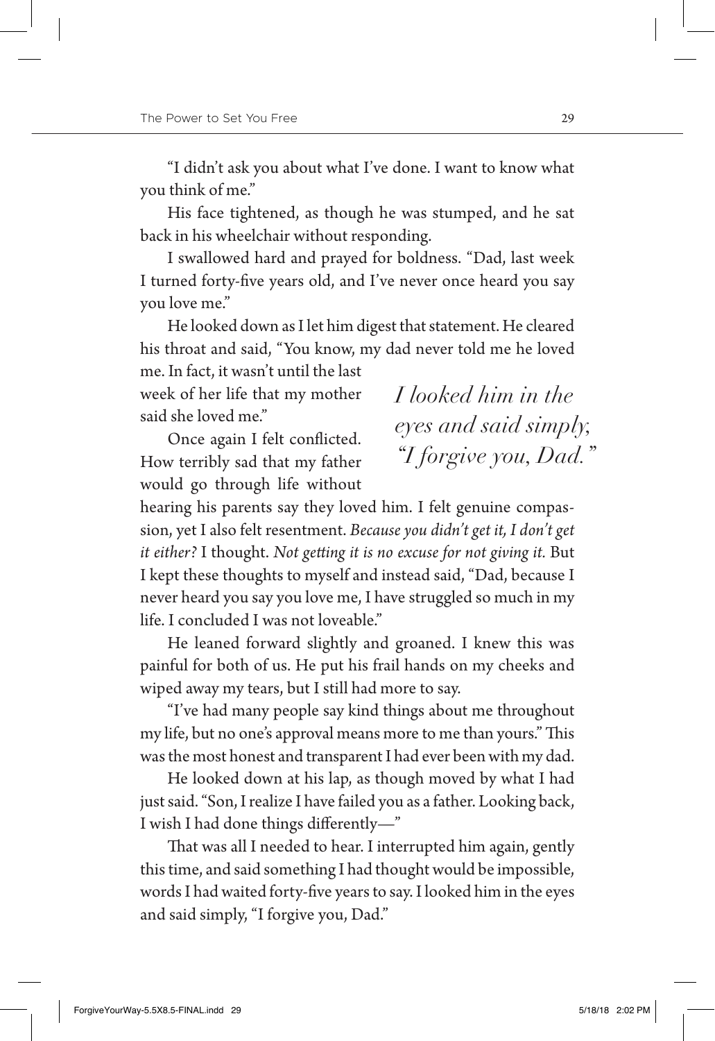"I didn't ask you about what I've done. I want to know what you think of me."

His face tightened, as though he was stumped, and he sat back in his wheelchair without responding.

I swallowed hard and prayed for boldness. "Dad, last week I turned forty-five years old, and I've never once heard you say you love me."

He looked down as I let him digest that statement. He cleared his throat and said, "You know, my dad never told me he loved me. In fact, it wasn't until the last week of her life that my mother said she loved me."

*I looked him in the eyes and said simply, "I forgive you, Dad."*

Once again I felt conflicted. How terribly sad that my father would go through life without hearing his parents say they loved him. I felt genuine compassion, yet I also felt resentment. *Because you didn't get it, I don't get it either?* I thought. *Not getting it is no excuse for not giving it.* But I kept these thoughts to myself and instead said, "Dad, because I never heard you say you love me, I have struggled so much in my life. I concluded I was not loveable."

He leaned forward slightly and groaned. I knew this was painful for both of us. He put his frail hands on my cheeks and wiped away my tears, but I still had more to say.

"I've had many people say kind things about me throughout my life, but no one's approval means more to me than yours." This was the most honest and transparent I had ever been with my dad.

He looked down at his lap, as though moved by what I had just said. "Son, I realize I have failed you as a father. Looking back, I wish I had done things differently—"

That was all I needed to hear. I interrupted him again, gently this time, and said something I had thought would be impossible, words I had waited forty-five years to say. I looked him in the eyes and said simply, "I forgive you, Dad."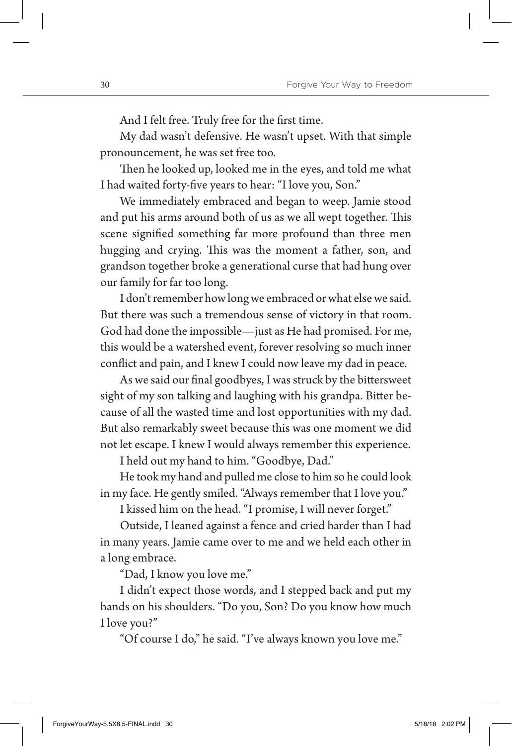And I felt free. Truly free for the first time.

My dad wasn't defensive. He wasn't upset. With that simple pronouncement, he was set free too.

Then he looked up, looked me in the eyes, and told me what I had waited forty-five years to hear: "I love you, Son."

We immediately embraced and began to weep. Jamie stood and put his arms around both of us as we all wept together. This scene signified something far more profound than three men hugging and crying. This was the moment a father, son, and grandson together broke a generational curse that had hung over our family for far too long.

I don't remember how long we embraced or what else we said. But there was such a tremendous sense of victory in that room. God had done the impossible—just as He had promised. For me, this would be a watershed event, forever resolving so much inner conflict and pain, and I knew I could now leave my dad in peace.

As we said our final goodbyes, I was struck by the bittersweet sight of my son talking and laughing with his grandpa. Bitter because of all the wasted time and lost opportunities with my dad. But also remarkably sweet because this was one moment we did not let escape. I knew I would always remember this experience.

I held out my hand to him. "Goodbye, Dad."

He took my hand and pulled me close to him so he could look in my face. He gently smiled. "Always remember that I love you."

I kissed him on the head. "I promise, I will never forget."

Outside, I leaned against a fence and cried harder than I had in many years. Jamie came over to me and we held each other in a long embrace.

"Dad, I know you love me."

I didn't expect those words, and I stepped back and put my hands on his shoulders. "Do you, Son? Do you know how much I love you?"

"Of course I do," he said. "I've always known you love me."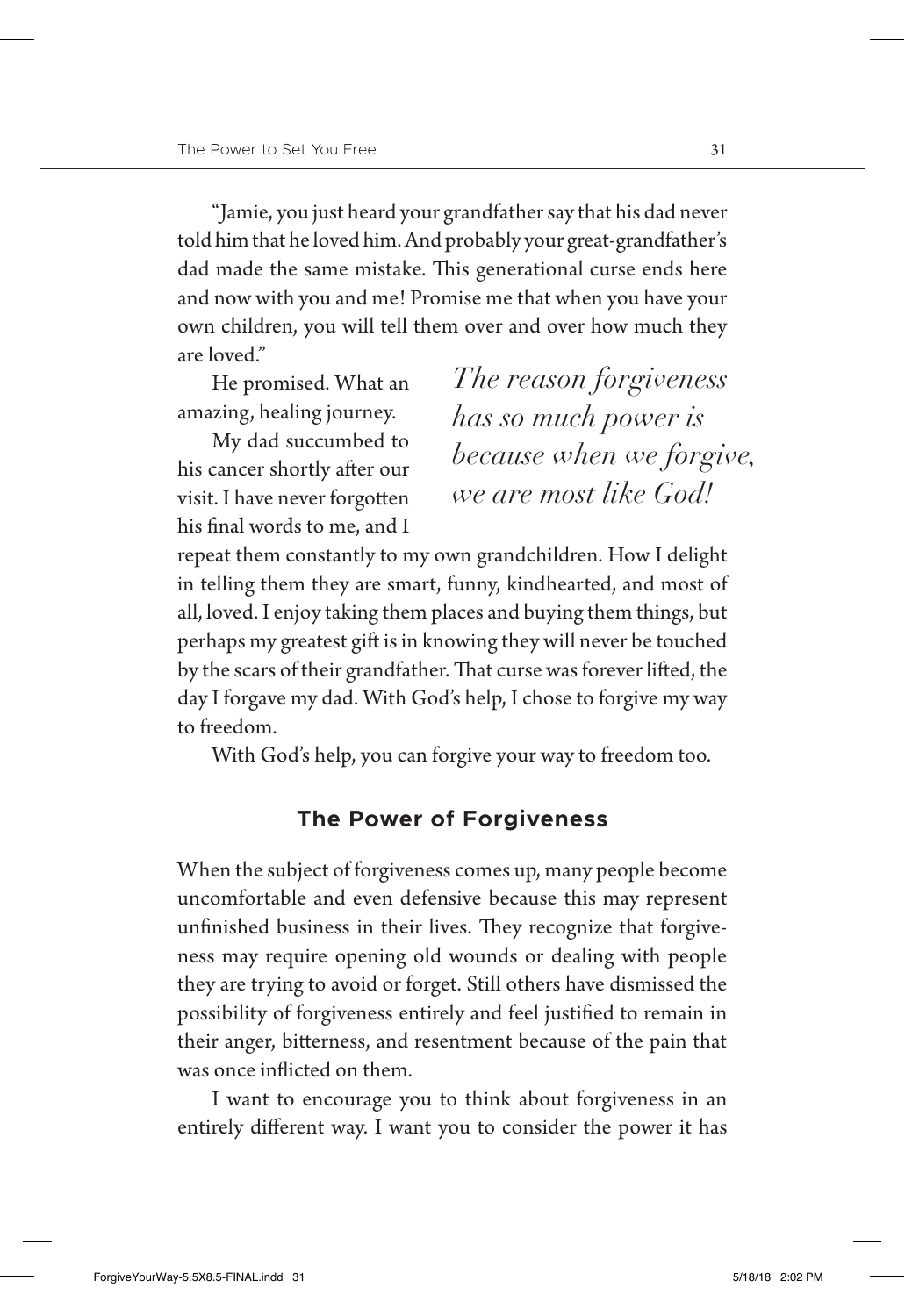"Jamie, you just heard your grandfather say that his dad never told him that he loved him. And probably your great-grandfather's dad made the same mistake. This generational curse ends here and now with you and me! Promise me that when you have your own children, you will tell them over and over how much they are loved."

He promised. What an amazing, healing journey.

*The reason forgiveness has so much power is because when we forgive, we are most like God!*

My dad succumbed to his cancer shortly after our visit. I have never forgotten his final words to me, and I repeat them constantly to my own grandchildren. How I delight in telling them they are smart, funny, kindhearted, and most of all, loved. I enjoy taking them places and buying them things, but perhaps my greatest gift is in knowing they will never be touched by the scars of their grandfather. That curse was forever lifted, the day I forgave my dad. With God's help, I chose to forgive my way to freedom.

With God's help, you can forgive your way to freedom too.

## The Power of Forgiveness

When the subject of forgiveness comes up, many people become uncomfortable and even defensive because this may represent unfinished business in their lives. They recognize that forgiveness may require opening old wounds or dealing with people they are trying to avoid or forget. Still others have dismissed the possibility of forgiveness entirely and feel justified to remain in their anger, bitterness, and resentment because of the pain that was once inflicted on them.

I want to encourage you to think about forgiveness in an entirely different way. I want you to consider the power it has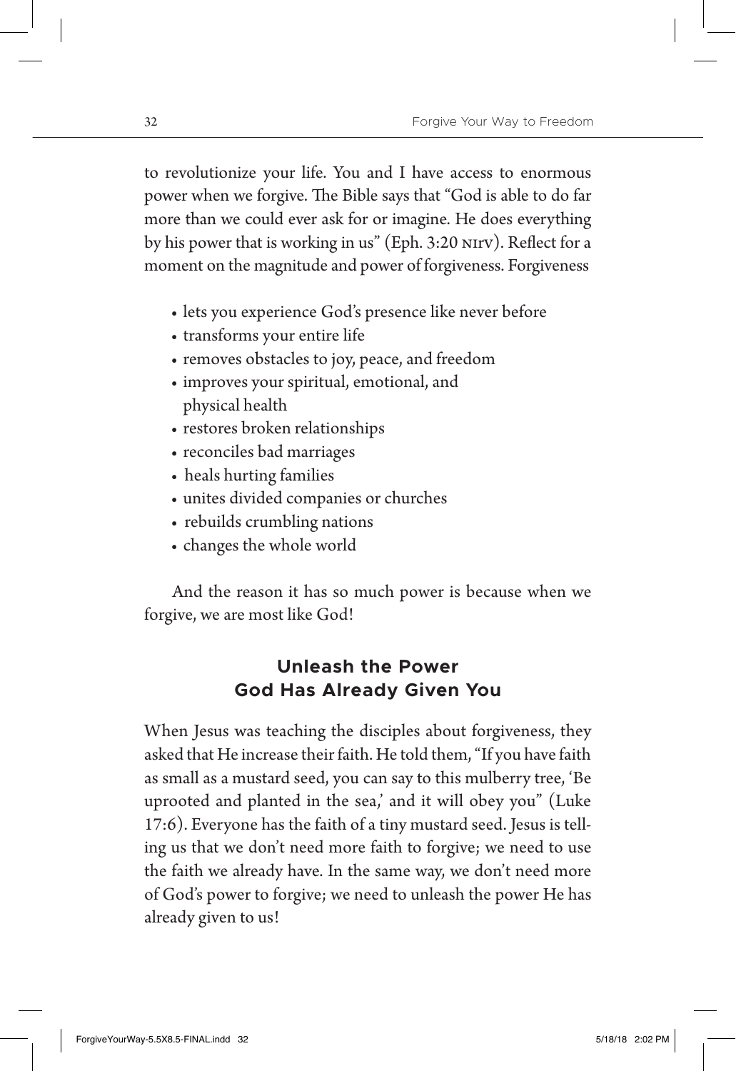to revolutionize your life. You and I have access to enormous power when we forgive. The Bible says that "God is able to do far more than we could ever ask for or imagine. He does everything by his power that is working in us" (Eph. 3:20 NIRV). Reflect for a moment on the magnitude and power of forgiveness. Forgiveness

- lets you experience God's presence like never before
- transforms your entire life
- removes obstacles to joy, peace, and freedom
- improves your spiritual, emotional, and physical health
- restores broken relationships
- reconciles bad marriages
- heals hurting families
- unites divided companies or churches
- rebuilds crumbling nations
- changes the whole world

And the reason it has so much power is because when we forgive, we are most like God!

## Unleash the Power God Has Already Given You

When Jesus was teaching the disciples about forgiveness, they asked that He increase their faith. He told them, "If you have faith as small as a mustard seed, you can say to this mulberry tree, 'Be uprooted and planted in the sea,' and it will obey you" (Luke 17:6). Everyone has the faith of a tiny mustard seed. Jesus is telling us that we don't need more faith to forgive; we need to use the faith we already have. In the same way, we don't need more of God's power to forgive; we need to unleash the power He has already given to us!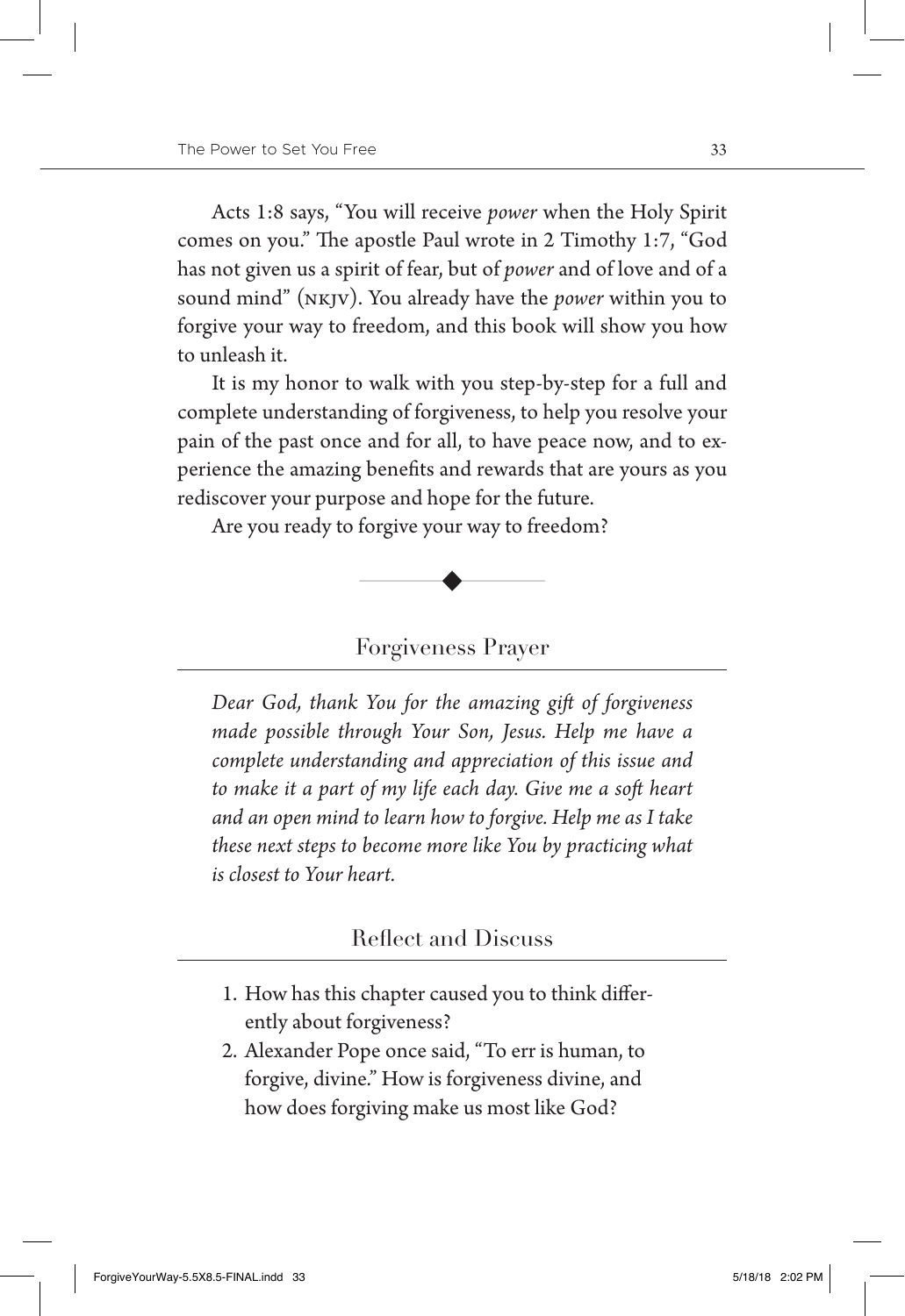Acts 1:8 says, "You will receive *power* when the Holy Spirit comes on you." The apostle Paul wrote in 2 Timothy 1:7, "God has not given us a spirit of fear, but of *power* and of love and of a sound mind" (NKJV). You already have the *power* within you to forgive your way to freedom, and this book will show you how to unleash it.

It is my honor to walk with you step-by-step for a full and complete understanding of forgiveness, to help you resolve your pain of the past once and for all, to have peace now, and to experience the amazing benefits and rewards that are yours as you rediscover your purpose and hope for the future.

Are you ready to forgive your way to freedom?

---

## Forgiveness Prayer

*Dear God, thank You for the amazing gift of forgiveness made possible through Your Son, Jesus. Help me have a complete understanding and appreciation of this issue and to make it a part of my life each day. Give me a soft heart and an open mind to learn how to forgive. Help me as I take these next steps to become more like You by practicing what is closest to Your heart.*

## Reflect and Discuss

1. How has this chapter caused you to think differently about forgiveness?
2. Alexander Pope once said, "To err is human, to forgive, divine." How is forgiveness divine, and how does forgiving make us most like God?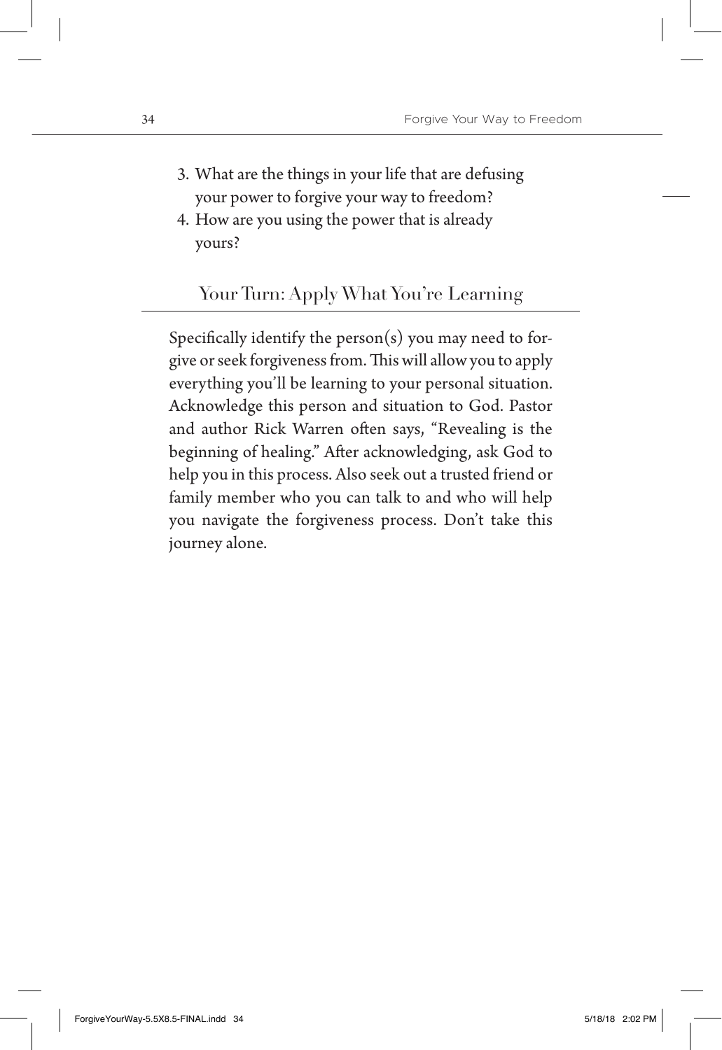3. What are the things in your life that are defusing your power to forgive your way to freedom?
4. How are you using the power that is already yours?

## Your Turn: Apply What You're Learning

Specifically identify the person(s) you may need to forgive or seek forgiveness from. This will allow you to apply everything you'll be learning to your personal situation. Acknowledge this person and situation to God. Pastor and author Rick Warren often says, "Revealing is the beginning of healing." After acknowledging, ask God to help you in this process. Also seek out a trusted friend or family member who you can talk to and who will help you navigate the forgiveness process. Don't take this journey alone.